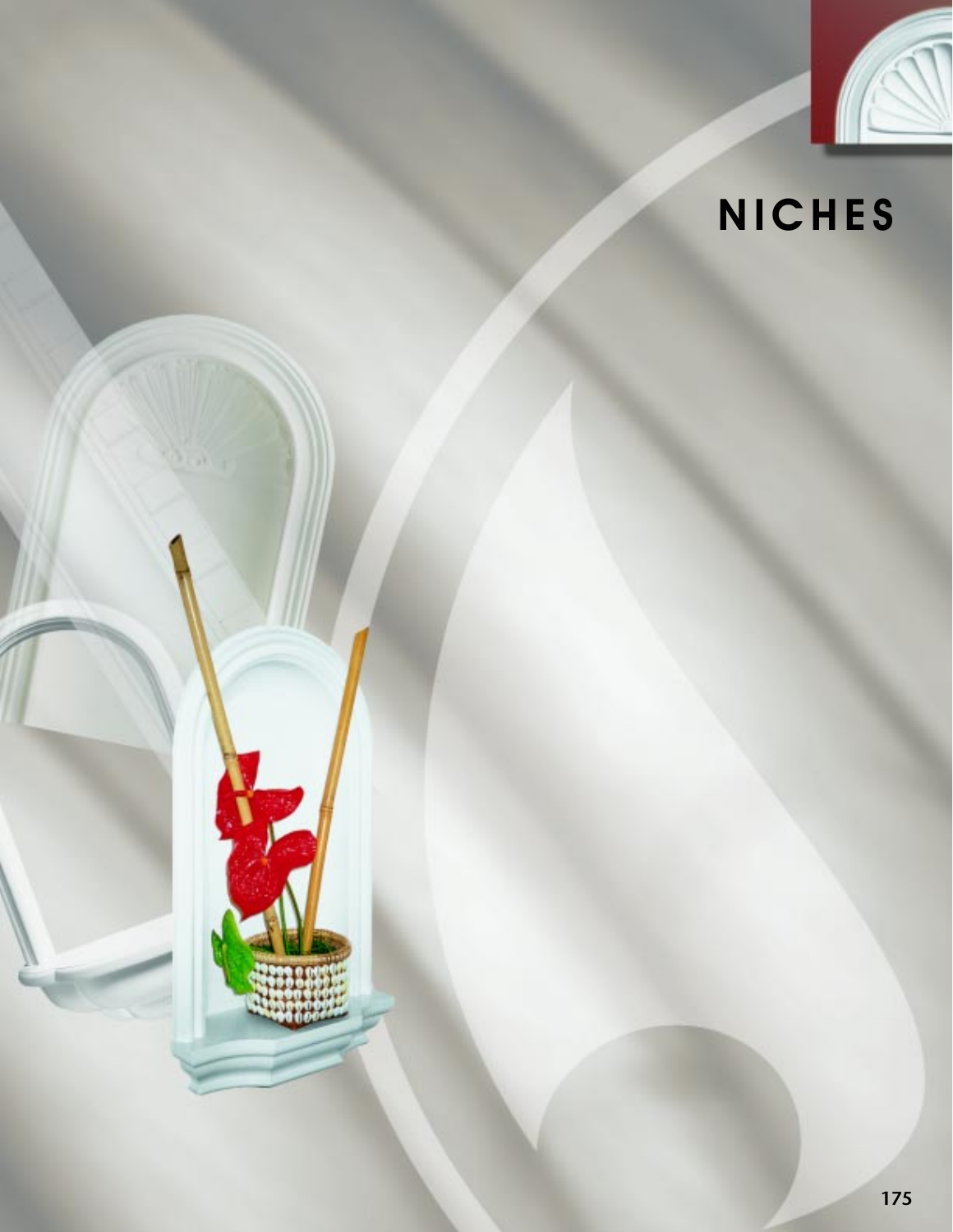# NICHES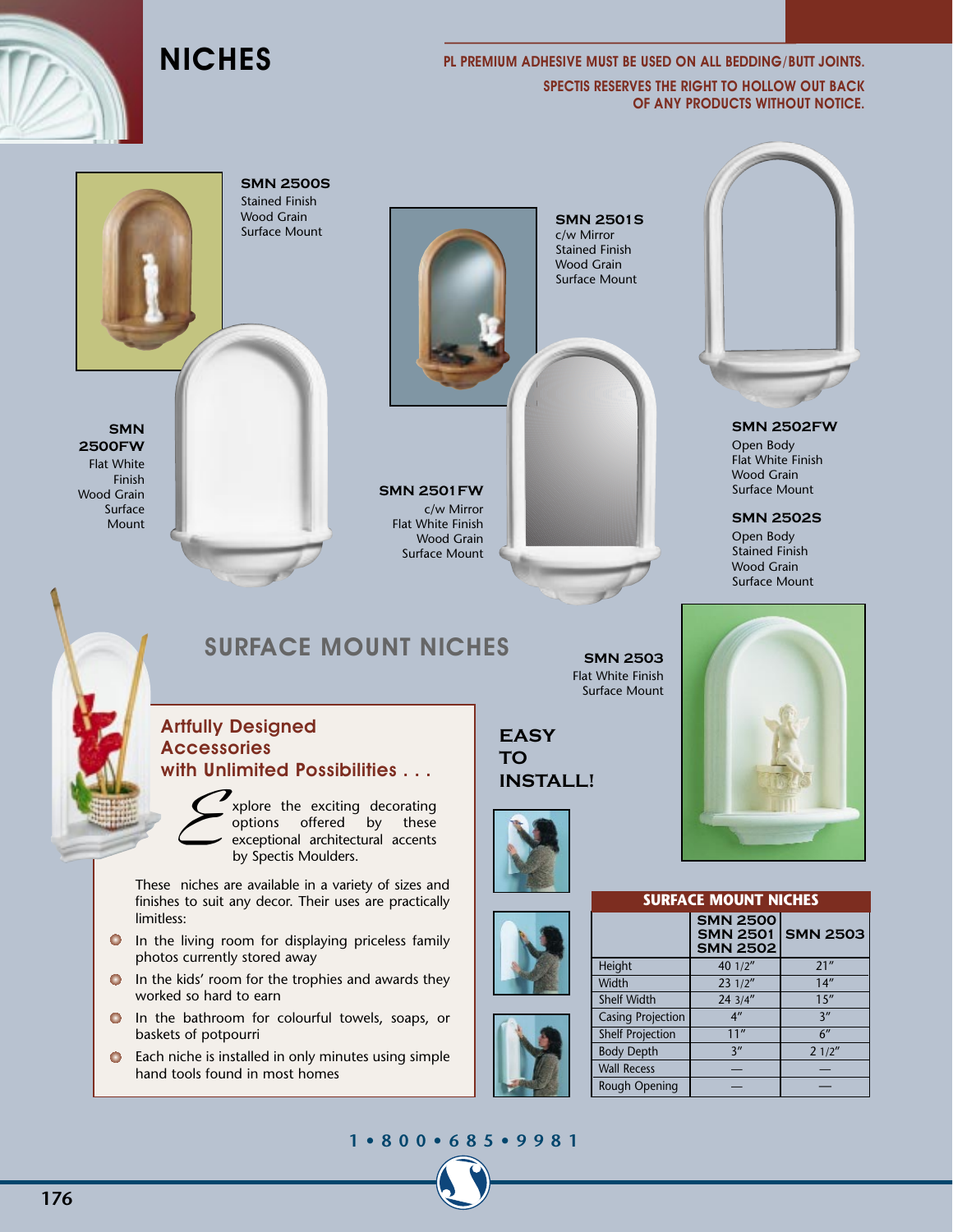# NICHES

**PL PREMIUM ADHESIVE MUST BE USED ON ALL BEDDING/BUTT JOINTS.**

**SPECTIS RESERVES THE RIGHT TO HOLLOW OUT BACK OF ANY PRODUCTS WITHOUT NOTICE.**

**SMN 2500S**
Stained Finish
Wood Grain
Surface Mount

**SMN 2501S**
c/w Mirror
Stained Finish
Wood Grain
Surface Mount

**SMN 2500FW**
Flat White Finish
Wood Grain
Surface Mount

**SMN 2501FW**
c/w Mirror
Flat White Finish
Wood Grain
Surface Mount

**SMN 2502FW**
Open Body
Flat White Finish
Wood Grain
Surface Mount

**SMN 2502S**
Open Body
Stained Finish
Wood Grain
Surface Mount

## SURFACE MOUNT NICHES

**SMN 2503**
Flat White Finish
Surface Mount

### Artfully Designed Accessories with Unlimited Possibilities . . .

Explore the exciting decorating options offered by these exceptional architectural accents by Spectis Moulders.

These niches are available in a variety of sizes and finishes to suit any decor. Their uses are practically limitless:

- In the living room for displaying priceless family photos currently stored away
- In the kids' room for the trophies and awards they worked so hard to earn
- In the bathroom for colourful towels, soaps, or baskets of potpourri
- Each niche is installed in only minutes using simple hand tools found in most homes

**EASY TO INSTALL!**

| SURFACE MOUNT NICHES | SMN 2500 SMN 2501 SMN 2502 | SMN 2503 |
|---|---|---|
| Height | 40 1/2" | 21" |
| Width | 23 1/2" | 14" |
| Shelf Width | 24 3/4" | 15" |
| Casing Projection | 4" | 3" |
| Shelf Projection | 11" | 6" |
| Body Depth | 3" | 2 1/2" |
| Wall Recess | — | — |
| Rough Opening | — | — |

1 • 800 • 685 • 9981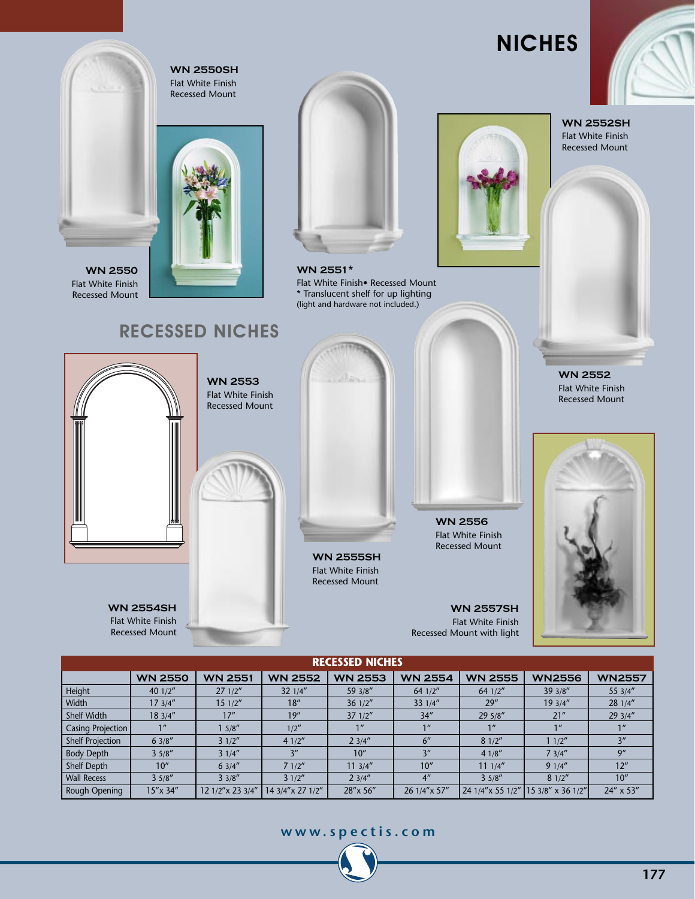# NICHES

**WN 2550SH**
Flat White Finish
Recessed Mount

**WN 2550**
Flat White Finish
Recessed Mount

**WN 2551***
Flat White Finish• Recessed Mount
* Translucent shelf for up lighting
(light and hardware not included.)

**WN 2552SH**
Flat White Finish
Recessed Mount

**WN 2552**
Flat White Finish
Recessed Mount

## RECESSED NICHES

**WN 2553**
Flat White Finish
Recessed Mount

**WN 2554SH**
Flat White Finish
Recessed Mount

**WN 2555SH**
Flat White Finish
Recessed Mount

**WN 2556**
Flat White Finish
Recessed Mount

**WN 2557SH**
Flat White Finish
Recessed Mount with light

| RECESSED NICHES | | | | | | | | |
|---|---|---|---|---|---|---|---|---|
| | WN 2550 | WN 2551 | WN 2552 | WN 2553 | WN 2554 | WN 2555 | WN2556 | WN2557 |
| Height | 40 1/2″ | 27 1/2″ | 32 1/4″ | 59 3/8″ | 64 1/2″ | 64 1/2″ | 39 3/8″ | 55 3/4″ |
| Width | 17 3/4″ | 15 1/2″ | 18″ | 36 1/2″ | 33 1/4″ | 29″ | 19 3/4″ | 28 1/4″ |
| Shelf Width | 18 3/4″ | 17″ | 19″ | 37 1/2″ | 34″ | 29 5/8″ | 21″ | 29 3/4″ |
| Casing Projection | 1″ | 1 5/8″ | 1/2″ | 1″ | 1″ | 1″ | 1″ | 1″ |
| Shelf Projection | 6 3/8″ | 3 1/2″ | 4 1/2″ | 2 3/4″ | 6″ | 8 1/2″ | 1 1/2″ | 3″ |
| Body Depth | 3 5/8″ | 3 1/4″ | 3″ | 10″ | 3″ | 4 1/8″ | 7 3/4″ | 9″ |
| Shelf Depth | 10″ | 6 3/4″ | 7 1/2″ | 11 3/4″ | 10″ | 11 1/4″ | 9 1/4″ | 12″ |
| Wall Recess | 3 5/8″ | 3 3/8″ | 3 1/2″ | 2 3/4″ | 4″ | 3 5/8″ | 8 1/2″ | 10″ |
| Rough Opening | 15″x 34″ | 12 1/2″x 23 3/4″ | 14 3/4″x 27 1/2″ | 28″x 56″ | 26 1/4″x 57″ | 24 1/4″x 55 1/2″ | 15 3/8″ x 36 1/2″ | 24″ x 53″ |

www.spectis.com